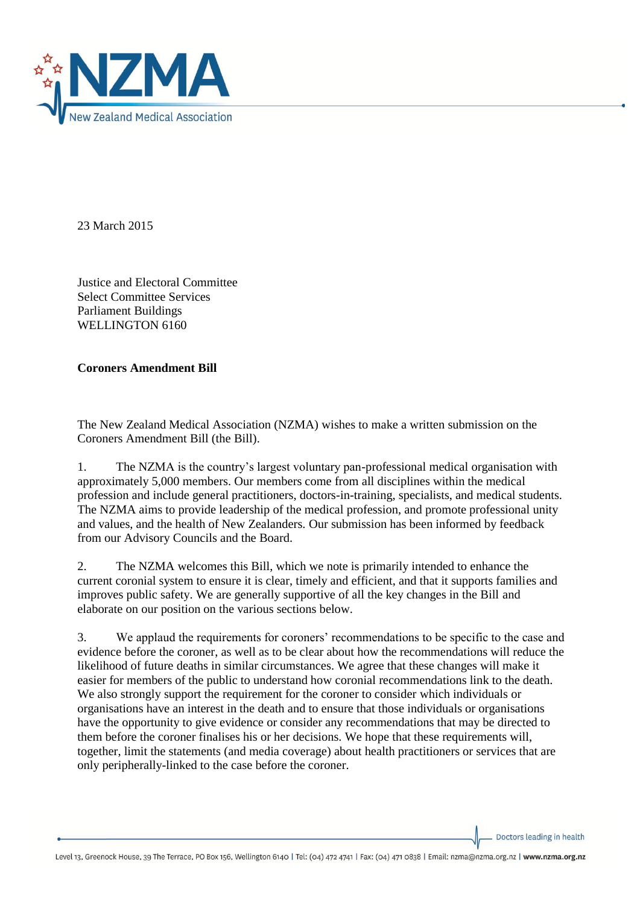23 March 2015

Justice and Electoral Committee
Select Committee Services
Parliament Buildings
WELLINGTON 6160

**Coroners Amendment Bill**

The New Zealand Medical Association (NZMA) wishes to make a written submission on the Coroners Amendment Bill (the Bill).

1. The NZMA is the country's largest voluntary pan-professional medical organisation with approximately 5,000 members. Our members come from all disciplines within the medical profession and include general practitioners, doctors-in-training, specialists, and medical students. The NZMA aims to provide leadership of the medical profession, and promote professional unity and values, and the health of New Zealanders. Our submission has been informed by feedback from our Advisory Councils and the Board.

2. The NZMA welcomes this Bill, which we note is primarily intended to enhance the current coronial system to ensure it is clear, timely and efficient, and that it supports families and improves public safety. We are generally supportive of all the key changes in the Bill and elaborate on our position on the various sections below.

3. We applaud the requirements for coroners' recommendations to be specific to the case and evidence before the coroner, as well as to be clear about how the recommendations will reduce the likelihood of future deaths in similar circumstances. We agree that these changes will make it easier for members of the public to understand how coronial recommendations link to the death. We also strongly support the requirement for the coroner to consider which individuals or organisations have an interest in the death and to ensure that those individuals or organisations have the opportunity to give evidence or consider any recommendations that may be directed to them before the coroner finalises his or her decisions. We hope that these requirements will, together, limit the statements (and media coverage) about health practitioners or services that are only peripherally-linked to the case before the coroner.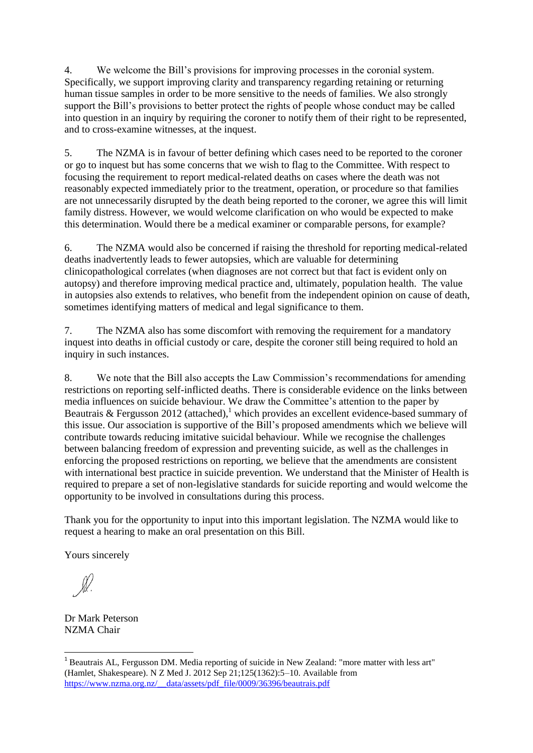4. We welcome the Bill's provisions for improving processes in the coronial system. Specifically, we support improving clarity and transparency regarding retaining or returning human tissue samples in order to be more sensitive to the needs of families. We also strongly support the Bill's provisions to better protect the rights of people whose conduct may be called into question in an inquiry by requiring the coroner to notify them of their right to be represented, and to cross-examine witnesses, at the inquest.

5. The NZMA is in favour of better defining which cases need to be reported to the coroner or go to inquest but has some concerns that we wish to flag to the Committee. With respect to focusing the requirement to report medical-related deaths on cases where the death was not reasonably expected immediately prior to the treatment, operation, or procedure so that families are not unnecessarily disrupted by the death being reported to the coroner, we agree this will limit family distress. However, we would welcome clarification on who would be expected to make this determination. Would there be a medical examiner or comparable persons, for example?

6. The NZMA would also be concerned if raising the threshold for reporting medical-related deaths inadvertently leads to fewer autopsies, which are valuable for determining clinicopathological correlates (when diagnoses are not correct but that fact is evident only on autopsy) and therefore improving medical practice and, ultimately, population health. The value in autopsies also extends to relatives, who benefit from the independent opinion on cause of death, sometimes identifying matters of medical and legal significance to them.

7. The NZMA also has some discomfort with removing the requirement for a mandatory inquest into deaths in official custody or care, despite the coroner still being required to hold an inquiry in such instances.

8. We note that the Bill also accepts the Law Commission's recommendations for amending restrictions on reporting self-inflicted deaths. There is considerable evidence on the links between media influences on suicide behaviour. We draw the Committee's attention to the paper by Beautrais & Fergusson 2012 (attached),[1] which provides an excellent evidence-based summary of this issue. Our association is supportive of the Bill's proposed amendments which we believe will contribute towards reducing imitative suicidal behaviour. While we recognise the challenges between balancing freedom of expression and preventing suicide, as well as the challenges in enforcing the proposed restrictions on reporting, we believe that the amendments are consistent with international best practice in suicide prevention. We understand that the Minister of Health is required to prepare a set of non-legislative standards for suicide reporting and would welcome the opportunity to be involved in consultations during this process.

Thank you for the opportunity to input into this important legislation. The NZMA would like to request a hearing to make an oral presentation on this Bill.

Yours sincerely

Dr Mark Peterson
NZMA Chair

[1] Beautrais AL, Fergusson DM. Media reporting of suicide in New Zealand: "more matter with less art" (Hamlet, Shakespeare). N Z Med J. 2012 Sep 21;125(1362):5–10. Available from https://www.nzma.org.nz/__data/assets/pdf_file/0009/36396/beautrais.pdf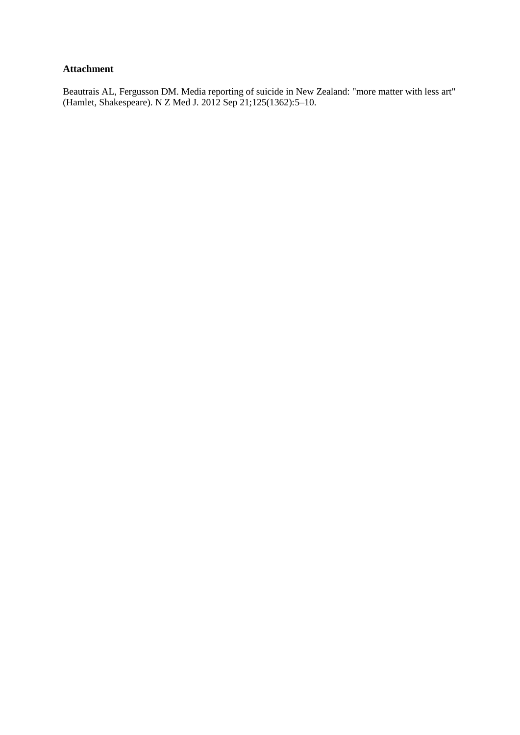**Attachment**

Beautrais AL, Fergusson DM. Media reporting of suicide in New Zealand: "more matter with less art" (Hamlet, Shakespeare). N Z Med J. 2012 Sep 21;125(1362):5–10.